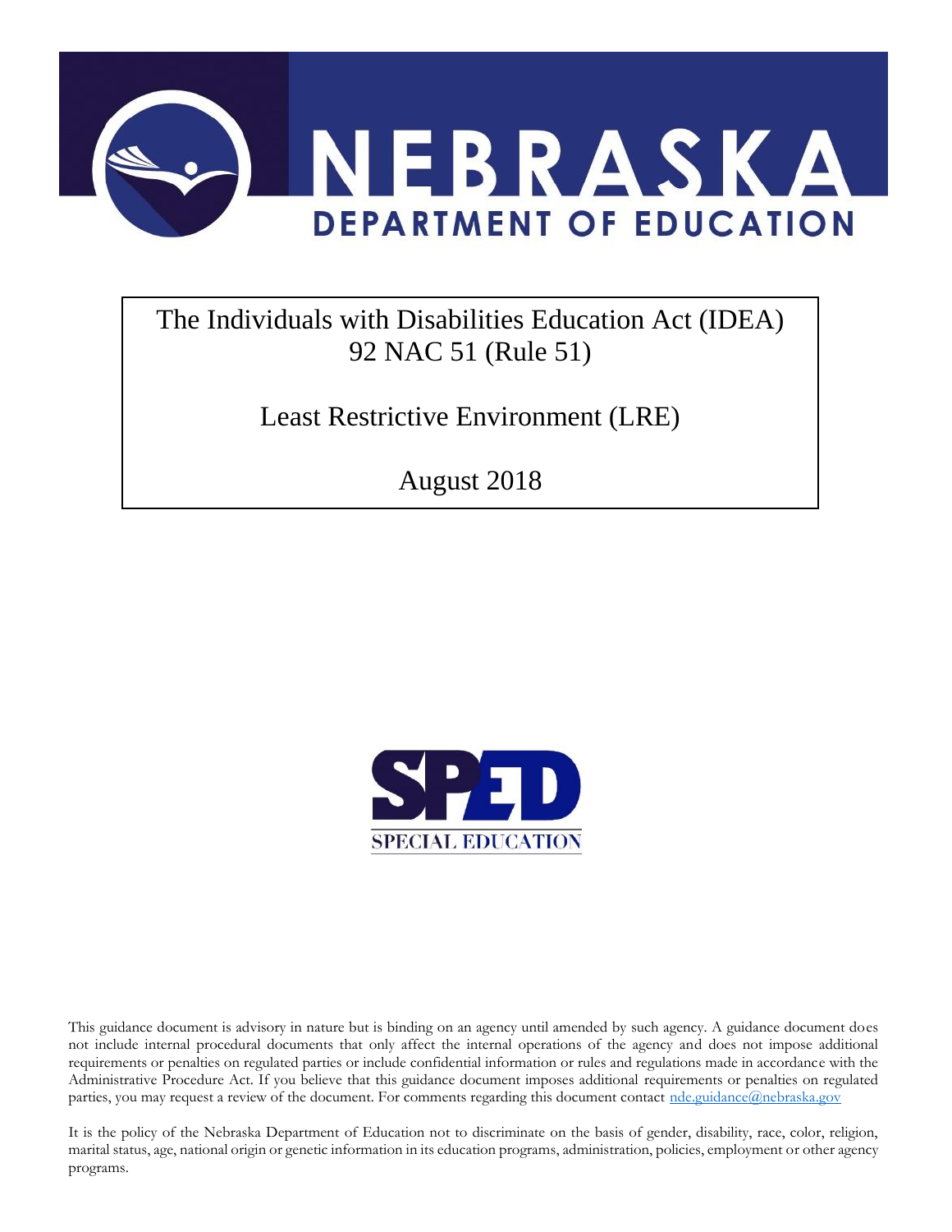# NEBRASKA DEPARTMENT OF EDUCATION

The Individuals with Disabilities Education Act (IDEA)
92 NAC 51 (Rule 51)

Least Restrictive Environment (LRE)

August 2018

SPED
SPECIAL EDUCATION

This guidance document is advisory in nature but is binding on an agency until amended by such agency. A guidance document does not include internal procedural documents that only affect the internal operations of the agency and does not impose additional requirements or penalties on regulated parties or include confidential information or rules and regulations made in accordance with the Administrative Procedure Act. If you believe that this guidance document imposes additional requirements or penalties on regulated parties, you may request a review of the document. For comments regarding this document contact nde.guidance@nebraska.gov

It is the policy of the Nebraska Department of Education not to discriminate on the basis of gender, disability, race, color, religion, marital status, age, national origin or genetic information in its education programs, administration, policies, employment or other agency programs.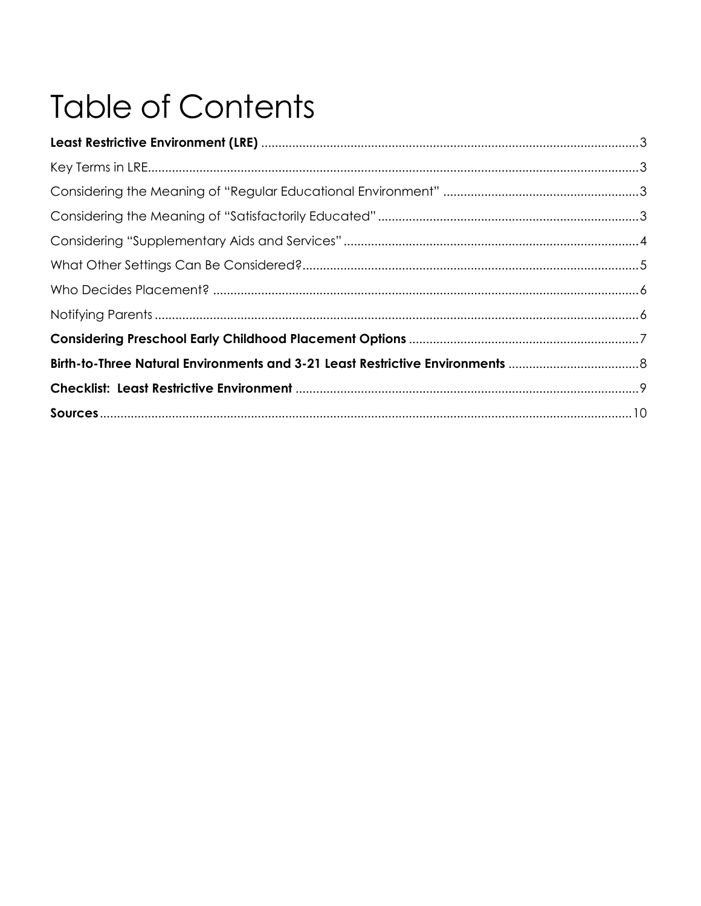# Table of Contents

**Least Restrictive Environment (LRE)** ............................................................ 3

Key Terms in LRE ............................................................ 3

Considering the Meaning of "Regular Educational Environment" ............................................................ 3

Considering the Meaning of "Satisfactorily Educated" ............................................................ 3

Considering "Supplementary Aids and Services" ............................................................ 4

What Other Settings Can Be Considered? ............................................................ 5

Who Decides Placement? ............................................................ 6

Notifying Parents ............................................................ 6

**Considering Preschool Early Childhood Placement Options** ............................................................ 7

**Birth-to-Three Natural Environments and 3-21 Least Restrictive Environments** ............................................................ 8

**Checklist: Least Restrictive Environment** ............................................................ 9

**Sources** ............................................................ 10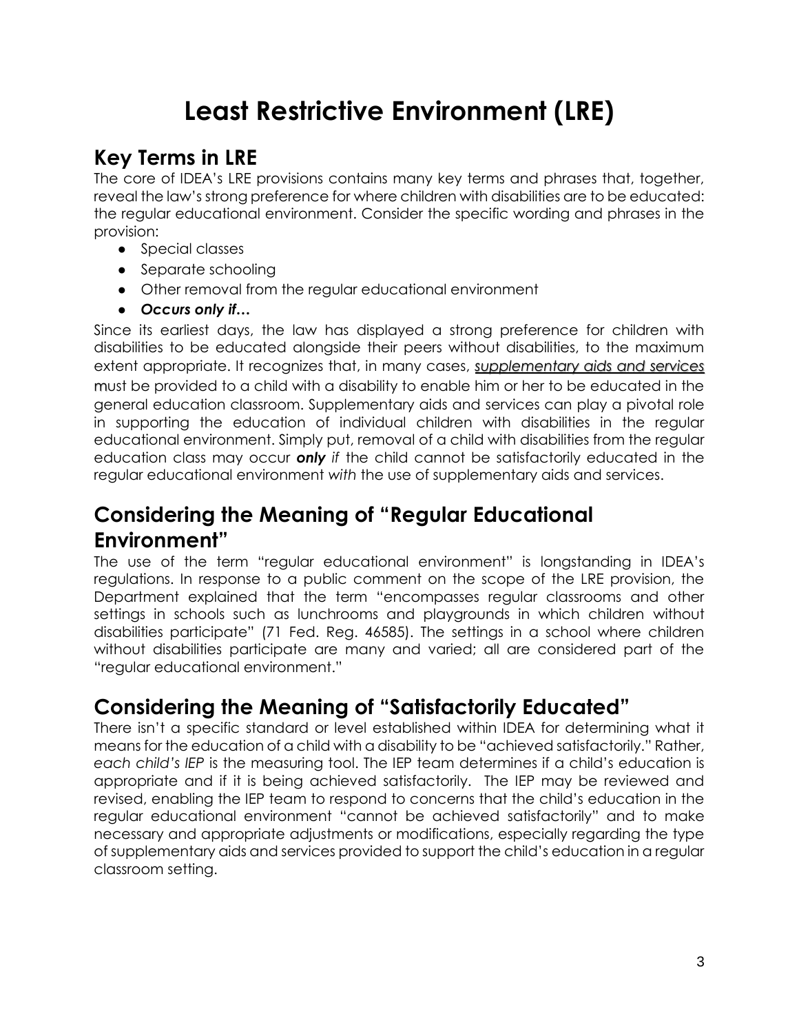# Least Restrictive Environment (LRE)

## Key Terms in LRE

The core of IDEA's LRE provisions contains many key terms and phrases that, together, reveal the law's strong preference for where children with disabilities are to be educated: the regular educational environment. Consider the specific wording and phrases in the provision:

- Special classes
- Separate schooling
- Other removal from the regular educational environment
- ***Occurs only if…***

Since its earliest days, the law has displayed a strong preference for children with disabilities to be educated alongside their peers without disabilities, to the maximum extent appropriate. It recognizes that, in many cases, *supplementary aids and services* must be provided to a child with a disability to enable him or her to be educated in the general education classroom. Supplementary aids and services can play a pivotal role in supporting the education of individual children with disabilities in the regular educational environment. Simply put, removal of a child with disabilities from the regular education class may occur ***only*** *if* the child cannot be satisfactorily educated in the regular educational environment *with* the use of supplementary aids and services.

## Considering the Meaning of "Regular Educational Environment"

The use of the term "regular educational environment" is longstanding in IDEA's regulations. In response to a public comment on the scope of the LRE provision, the Department explained that the term "encompasses regular classrooms and other settings in schools such as lunchrooms and playgrounds in which children without disabilities participate" (71 Fed. Reg. 46585). The settings in a school where children without disabilities participate are many and varied; all are considered part of the "regular educational environment."

## Considering the Meaning of "Satisfactorily Educated"

There isn't a specific standard or level established within IDEA for determining what it means for the education of a child with a disability to be "achieved satisfactorily." Rather, *each child's IEP* is the measuring tool. The IEP team determines if a child's education is appropriate and if it is being achieved satisfactorily. The IEP may be reviewed and revised, enabling the IEP team to respond to concerns that the child's education in the regular educational environment "cannot be achieved satisfactorily" and to make necessary and appropriate adjustments or modifications, especially regarding the type of supplementary aids and services provided to support the child's education in a regular classroom setting.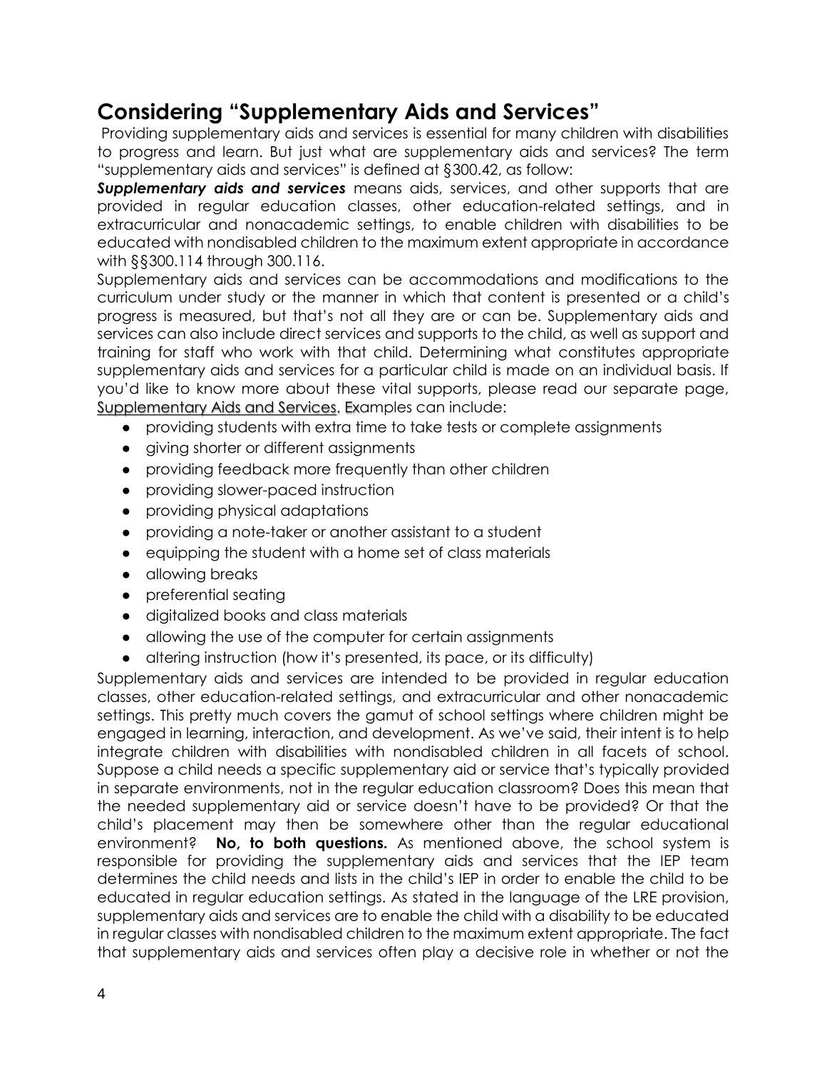## Considering "Supplementary Aids and Services"

Providing supplementary aids and services is essential for many children with disabilities to progress and learn. But just what are supplementary aids and services? The term "supplementary aids and services" is defined at §300.42, as follow:

***Supplementary aids and services*** means aids, services, and other supports that are provided in regular education classes, other education-related settings, and in extracurricular and nonacademic settings, to enable children with disabilities to be educated with nondisabled children to the maximum extent appropriate in accordance with §§300.114 through 300.116.

Supplementary aids and services can be accommodations and modifications to the curriculum under study or the manner in which that content is presented or a child's progress is measured, but that's not all they are or can be. Supplementary aids and services can also include direct services and supports to the child, as well as support and training for staff who work with that child. Determining what constitutes appropriate supplementary aids and services for a particular child is made on an individual basis. If you'd like to know more about these vital supports, please read our separate page, Supplementary Aids and Services. Examples can include:

- providing students with extra time to take tests or complete assignments
- giving shorter or different assignments
- providing feedback more frequently than other children
- providing slower-paced instruction
- providing physical adaptations
- providing a note-taker or another assistant to a student
- equipping the student with a home set of class materials
- allowing breaks
- preferential seating
- digitalized books and class materials
- allowing the use of the computer for certain assignments
- altering instruction (how it's presented, its pace, or its difficulty)

Supplementary aids and services are intended to be provided in regular education classes, other education-related settings, and extracurricular and other nonacademic settings. This pretty much covers the gamut of school settings where children might be engaged in learning, interaction, and development. As we've said, their intent is to help integrate children with disabilities with nondisabled children in all facets of school. Suppose a child needs a specific supplementary aid or service that's typically provided in separate environments, not in the regular education classroom? Does this mean that the needed supplementary aid or service doesn't have to be provided? Or that the child's placement may then be somewhere other than the regular educational environment? **No, to both questions.** As mentioned above, the school system is responsible for providing the supplementary aids and services that the IEP team determines the child needs and lists in the child's IEP in order to enable the child to be educated in regular education settings. As stated in the language of the LRE provision, supplementary aids and services are to enable the child with a disability to be educated in regular classes with nondisabled children to the maximum extent appropriate. The fact that supplementary aids and services often play a decisive role in whether or not the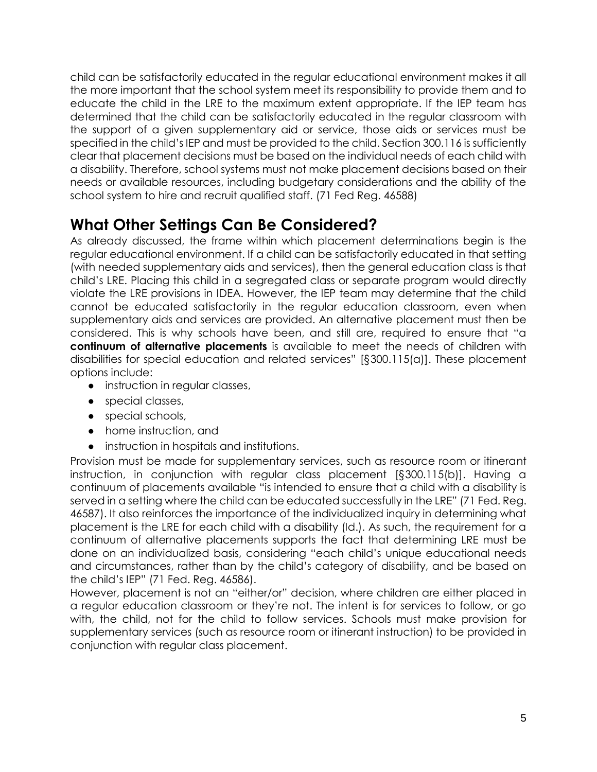child can be satisfactorily educated in the regular educational environment makes it all the more important that the school system meet its responsibility to provide them and to educate the child in the LRE to the maximum extent appropriate. If the IEP team has determined that the child can be satisfactorily educated in the regular classroom with the support of a given supplementary aid or service, those aids or services must be specified in the child's IEP and must be provided to the child. Section 300.116 is sufficiently clear that placement decisions must be based on the individual needs of each child with a disability. Therefore, school systems must not make placement decisions based on their needs or available resources, including budgetary considerations and the ability of the school system to hire and recruit qualified staff. (71 Fed Reg. 46588)

## What Other Settings Can Be Considered?

As already discussed, the frame within which placement determinations begin is the regular educational environment. If a child can be satisfactorily educated in that setting (with needed supplementary aids and services), then the general education class is that child's LRE. Placing this child in a segregated class or separate program would directly violate the LRE provisions in IDEA. However, the IEP team may determine that the child cannot be educated satisfactorily in the regular education classroom, even when supplementary aids and services are provided. An alternative placement must then be considered. This is why schools have been, and still are, required to ensure that "a **continuum of alternative placements** is available to meet the needs of children with disabilities for special education and related services" [§300.115(a)]. These placement options include:

- instruction in regular classes,
- special classes,
- special schools,
- home instruction, and
- instruction in hospitals and institutions.

Provision must be made for supplementary services, such as resource room or itinerant instruction, in conjunction with regular class placement [§300.115(b)]. Having a continuum of placements available "is intended to ensure that a child with a disability is served in a setting where the child can be educated successfully in the LRE" (71 Fed. Reg. 46587). It also reinforces the importance of the individualized inquiry in determining what placement is the LRE for each child with a disability (Id.). As such, the requirement for a continuum of alternative placements supports the fact that determining LRE must be done on an individualized basis, considering "each child's unique educational needs and circumstances, rather than by the child's category of disability, and be based on the child's IEP" (71 Fed. Reg. 46586).

However, placement is not an "either/or" decision, where children are either placed in a regular education classroom or they're not. The intent is for services to follow, or go with, the child, not for the child to follow services. Schools must make provision for supplementary services (such as resource room or itinerant instruction) to be provided in conjunction with regular class placement.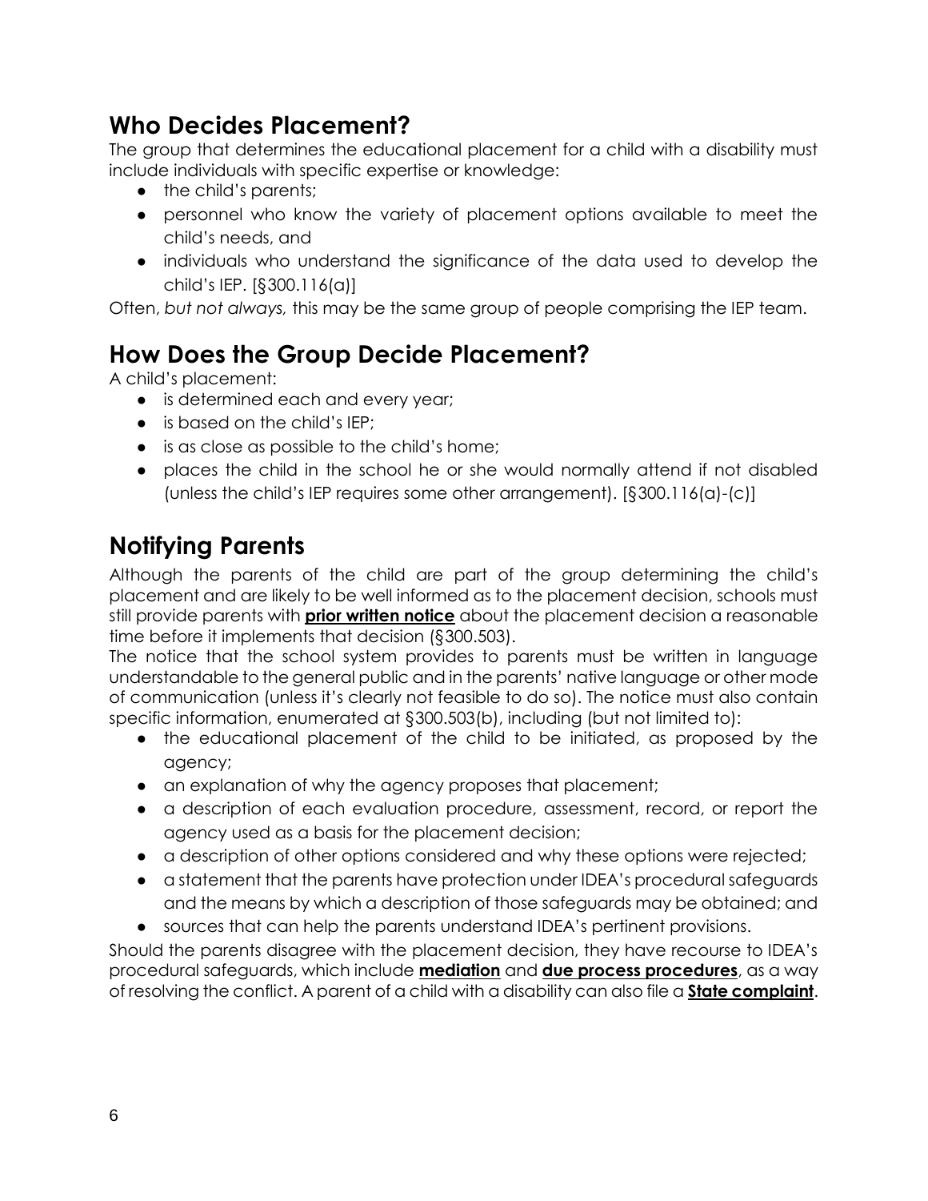## Who Decides Placement?

The group that determines the educational placement for a child with a disability must include individuals with specific expertise or knowledge:

- the child's parents;
- personnel who know the variety of placement options available to meet the child's needs, and
- individuals who understand the significance of the data used to develop the child's IEP. [§300.116(a)]

Often, *but not always,* this may be the same group of people comprising the IEP team.

## How Does the Group Decide Placement?

A child's placement:

- is determined each and every year;
- is based on the child's IEP;
- is as close as possible to the child's home;
- places the child in the school he or she would normally attend if not disabled (unless the child's IEP requires some other arrangement). [§300.116(a)-(c)]

## Notifying Parents

Although the parents of the child are part of the group determining the child's placement and are likely to be well informed as to the placement decision, schools must still provide parents with **prior written notice** about the placement decision a reasonable time before it implements that decision (§300.503).

The notice that the school system provides to parents must be written in language understandable to the general public and in the parents' native language or other mode of communication (unless it's clearly not feasible to do so). The notice must also contain specific information, enumerated at §300.503(b), including (but not limited to):

- the educational placement of the child to be initiated, as proposed by the agency;
- an explanation of why the agency proposes that placement;
- a description of each evaluation procedure, assessment, record, or report the agency used as a basis for the placement decision;
- a description of other options considered and why these options were rejected;
- a statement that the parents have protection under IDEA's procedural safeguards and the means by which a description of those safeguards may be obtained; and
- sources that can help the parents understand IDEA's pertinent provisions.

Should the parents disagree with the placement decision, they have recourse to IDEA's procedural safeguards, which include **mediation** and **due process procedures**, as a way of resolving the conflict. A parent of a child with a disability can also file a **State complaint**.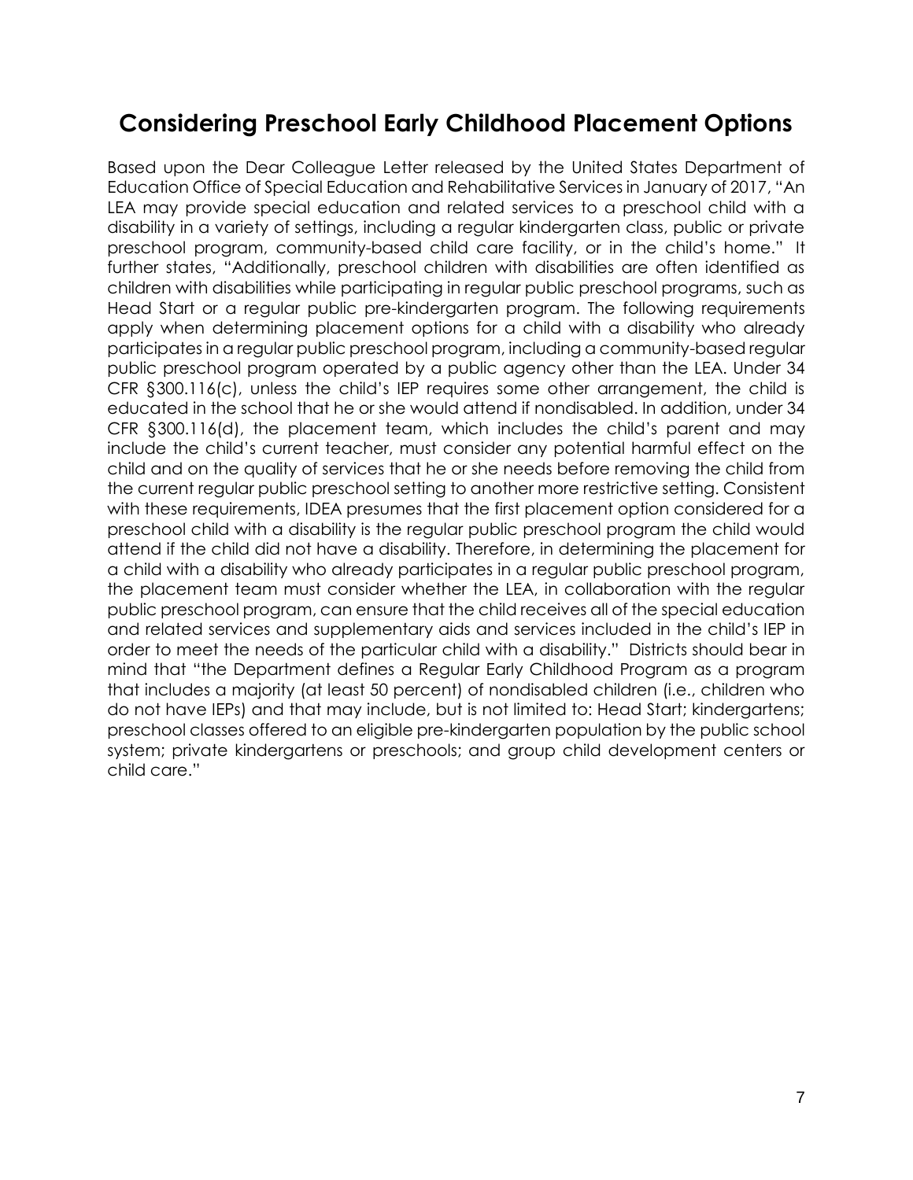## Considering Preschool Early Childhood Placement Options

Based upon the Dear Colleague Letter released by the United States Department of Education Office of Special Education and Rehabilitative Services in January of 2017, "An LEA may provide special education and related services to a preschool child with a disability in a variety of settings, including a regular kindergarten class, public or private preschool program, community-based child care facility, or in the child's home." It further states, "Additionally, preschool children with disabilities are often identified as children with disabilities while participating in regular public preschool programs, such as Head Start or a regular public pre-kindergarten program. The following requirements apply when determining placement options for a child with a disability who already participates in a regular public preschool program, including a community-based regular public preschool program operated by a public agency other than the LEA. Under 34 CFR §300.116(c), unless the child's IEP requires some other arrangement, the child is educated in the school that he or she would attend if nondisabled. In addition, under 34 CFR §300.116(d), the placement team, which includes the child's parent and may include the child's current teacher, must consider any potential harmful effect on the child and on the quality of services that he or she needs before removing the child from the current regular public preschool setting to another more restrictive setting. Consistent with these requirements, IDEA presumes that the first placement option considered for a preschool child with a disability is the regular public preschool program the child would attend if the child did not have a disability. Therefore, in determining the placement for a child with a disability who already participates in a regular public preschool program, the placement team must consider whether the LEA, in collaboration with the regular public preschool program, can ensure that the child receives all of the special education and related services and supplementary aids and services included in the child's IEP in order to meet the needs of the particular child with a disability." Districts should bear in mind that "the Department defines a Regular Early Childhood Program as a program that includes a majority (at least 50 percent) of nondisabled children (i.e., children who do not have IEPs) and that may include, but is not limited to: Head Start; kindergartens; preschool classes offered to an eligible pre-kindergarten population by the public school system; private kindergartens or preschools; and group child development centers or child care."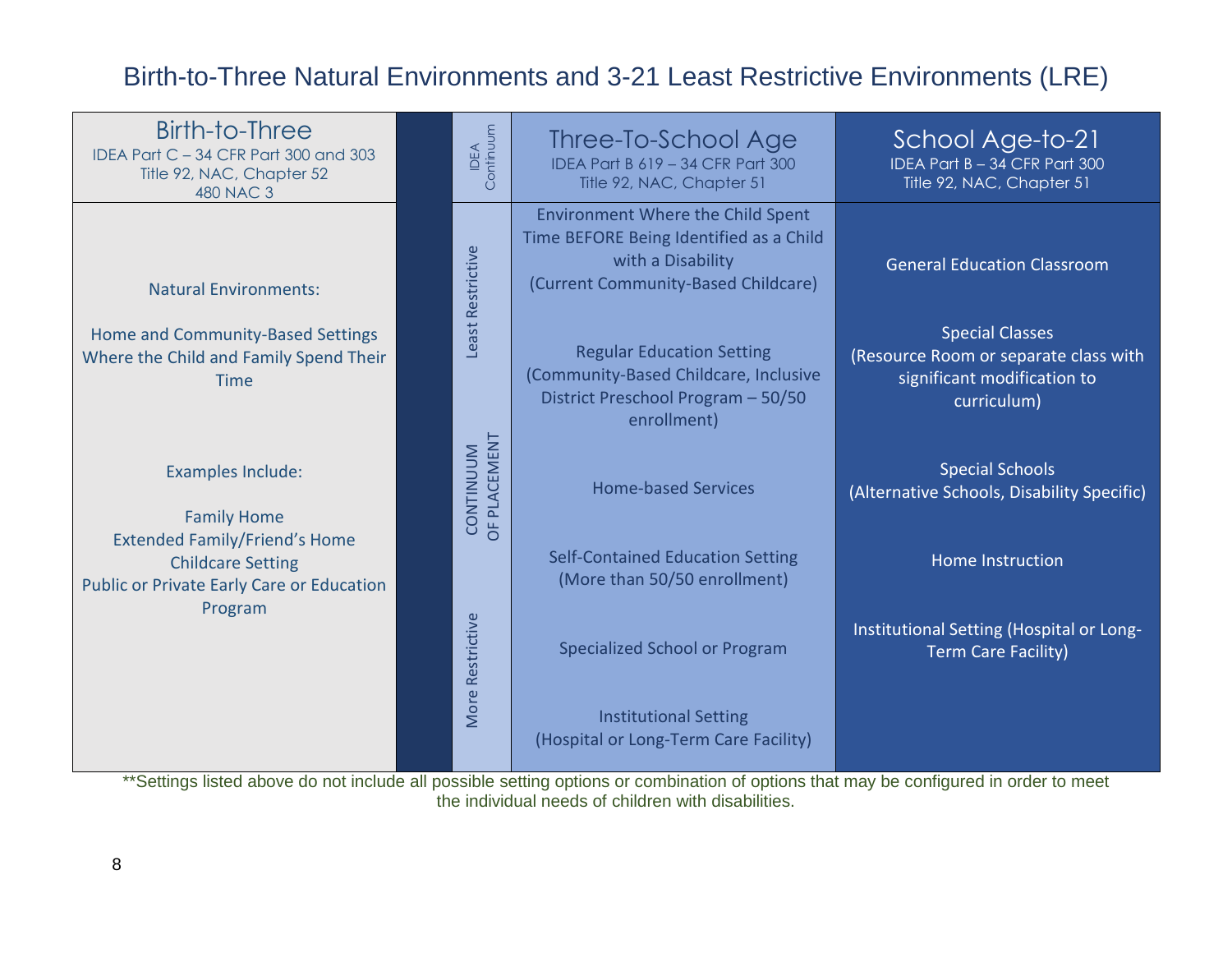# Birth-to-Three Natural Environments and 3-21 Least Restrictive Environments (LRE)

| Birth-to-Three<br>IDEA Part C – 34 CFR Part 300 and 303<br>Title 92, NAC, Chapter 52<br>480 NAC 3 | IDEA Continuum | Three-To-School Age<br>IDEA Part B 619 – 34 CFR Part 300<br>Title 92, NAC, Chapter 51 | School Age-to-21<br>IDEA Part B – 34 CFR Part 300<br>Title 92, NAC, Chapter 51 |
|---|---|---|---|
| Natural Environments:<br><br>Home and Community-Based Settings Where the Child and Family Spend Their Time<br><br>Examples Include:<br><br>Family Home<br>Extended Family/Friend's Home<br>Childcare Setting<br>Public or Private Early Care or Education Program | Least Restrictive<br><br>CONTINUUM OF PLACEMENT<br><br>More Restrictive | Environment Where the Child Spent Time BEFORE Being Identified as a Child with a Disability (Current Community-Based Childcare)<br><br>Regular Education Setting (Community-Based Childcare, Inclusive District Preschool Program – 50/50 enrollment)<br><br>Home-based Services<br><br>Self-Contained Education Setting (More than 50/50 enrollment)<br><br>Specialized School or Program<br><br>Institutional Setting (Hospital or Long-Term Care Facility) | General Education Classroom<br><br>Special Classes (Resource Room or separate class with significant modification to curriculum)<br><br>Special Schools (Alternative Schools, Disability Specific)<br><br>Home Instruction<br><br>Institutional Setting (Hospital or Long-Term Care Facility) |

**Settings listed above do not include all possible setting options or combination of options that may be configured in order to meet the individual needs of children with disabilities.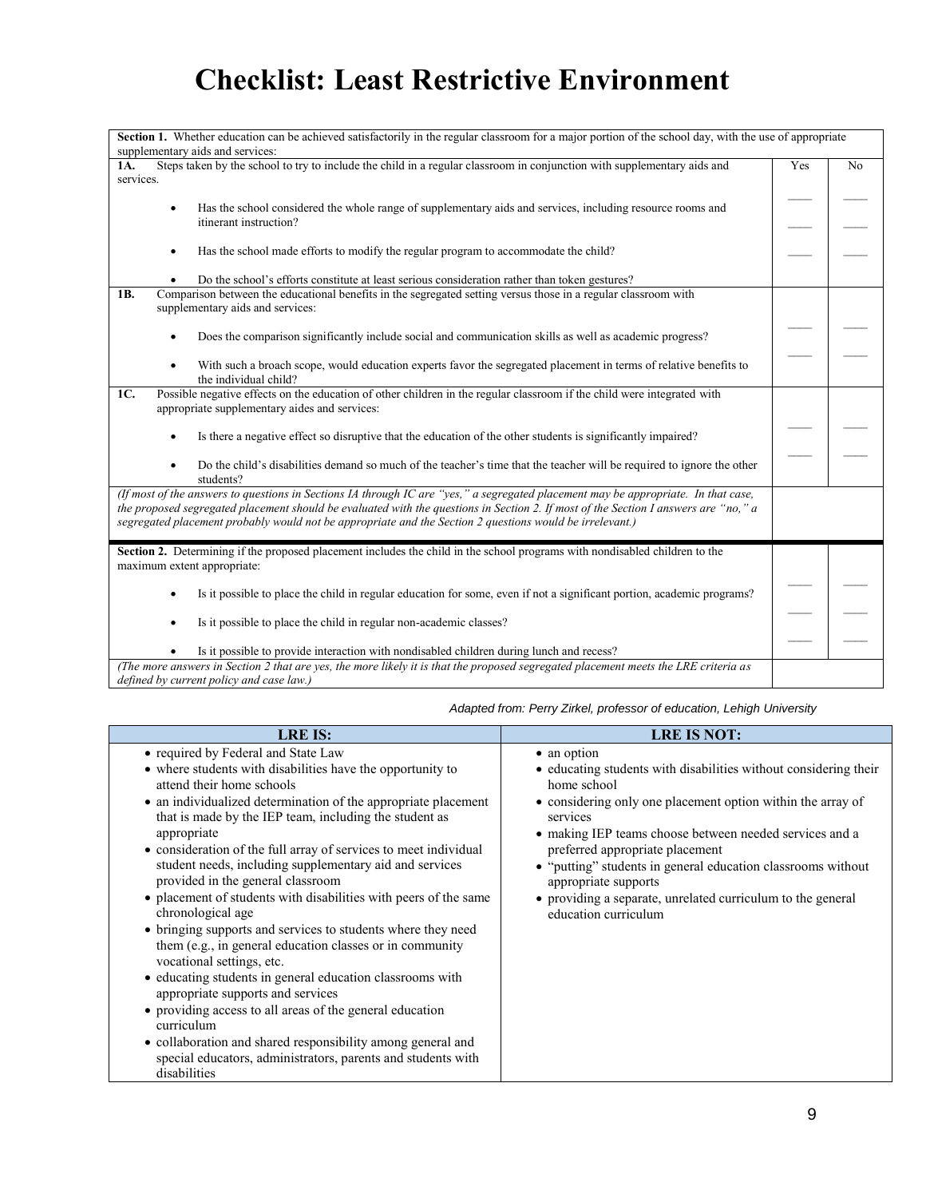# Checklist: Least Restrictive Environment

| Section 1. Whether education can be achieved satisfactorily in the regular classroom for a major portion of the school day, with the use of appropriate supplementary aids and services: | | |
|---|---|---|
| **1A.** Steps taken by the school to try to include the child in a regular classroom in conjunction with supplementary aids and services. | Yes | No |
| • Has the school considered the whole range of supplementary aids and services, including resource rooms and itinerant instruction? | ____ | ____ |
| • Has the school made efforts to modify the regular program to accommodate the child? | ____ | ____ |
| • Do the school's efforts constitute at least serious consideration rather than token gestures? | ____ | ____ |
| **1B.** Comparison between the educational benefits in the segregated setting versus those in a regular classroom with supplementary aids and services: | | |
| • Does the comparison significantly include social and communication skills as well as academic progress? | ____ | ____ |
| • With such a broach scope, would education experts favor the segregated placement in terms of relative benefits to the individual child? | ____ | ____ |
| **1C.** Possible negative effects on the education of other children in the regular classroom if the child were integrated with appropriate supplementary aides and services: | | |
| • Is there a negative effect so disruptive that the education of the other students is significantly impaired? | ____ | ____ |
| • Do the child's disabilities demand so much of the teacher's time that the teacher will be required to ignore the other students? | ____ | ____ |
| *(If most of the answers to questions in Sections IA through IC are "yes," a segregated placement may be appropriate. In that case, the proposed segregated placement should be evaluated with the questions in Section 2. If most of the Section I answers are "no," a segregated placement probably would not be appropriate and the Section 2 questions would be irrelevant.)* | | |

| Section 2. Determining if the proposed placement includes the child in the school programs with nondisabled children to the maximum extent appropriate: | | |
|---|---|---|
| • Is it possible to place the child in regular education for some, even if not a significant portion, academic programs? | ____ | ____ |
| • Is it possible to place the child in regular non-academic classes? | ____ | ____ |
| • Is it possible to provide interaction with nondisabled children during lunch and recess? | ____ | ____ |
| *(The more answers in Section 2 that are yes, the more likely it is that the proposed segregated placement meets the LRE criteria as defined by current policy and case law.)* | | |

*Adapted from: Perry Zirkel, professor of education, Lehigh University*

| LRE IS: | LRE IS NOT: |
|---|---|
| • required by Federal and State Law<br>• where students with disabilities have the opportunity to attend their home schools<br>• an individualized determination of the appropriate placement that is made by the IEP team, including the student as appropriate<br>• consideration of the full array of services to meet individual student needs, including supplementary aid and services provided in the general classroom<br>• placement of students with disabilities with peers of the same chronological age<br>• bringing supports and services to students where they need them (e.g., in general education classes or in community vocational settings, etc.<br>• educating students in general education classrooms with appropriate supports and services<br>• providing access to all areas of the general education curriculum<br>• collaboration and shared responsibility among general and special educators, administrators, parents and students with disabilities | • an option<br>• educating students with disabilities without considering their home school<br>• considering only one placement option within the array of services<br>• making IEP teams choose between needed services and a preferred appropriate placement<br>• "putting" students in general education classrooms without appropriate supports<br>• providing a separate, unrelated curriculum to the general education curriculum |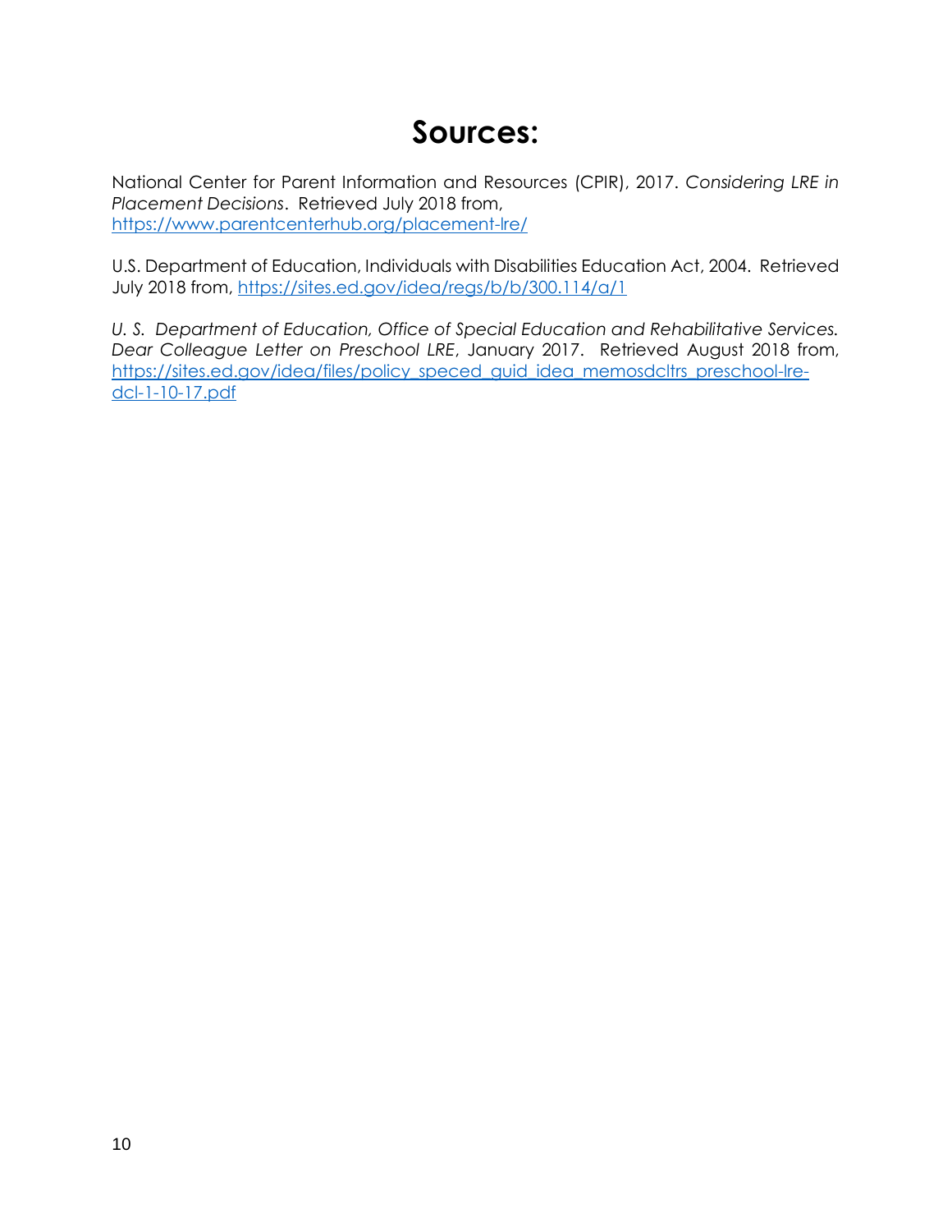# Sources:

National Center for Parent Information and Resources (CPIR), 2017. *Considering LRE in Placement Decisions*. Retrieved July 2018 from, https://www.parentcenterhub.org/placement-lre/

U.S. Department of Education, Individuals with Disabilities Education Act, 2004. Retrieved July 2018 from, https://sites.ed.gov/idea/regs/b/b/300.114/a/1

*U. S. Department of Education, Office of Special Education and Rehabilitative Services. Dear Colleague Letter on Preschool LRE*, January 2017. Retrieved August 2018 from, https://sites.ed.gov/idea/files/policy_speced_guid_idea_memosdcltrs_preschool-lre-dcl-1-10-17.pdf